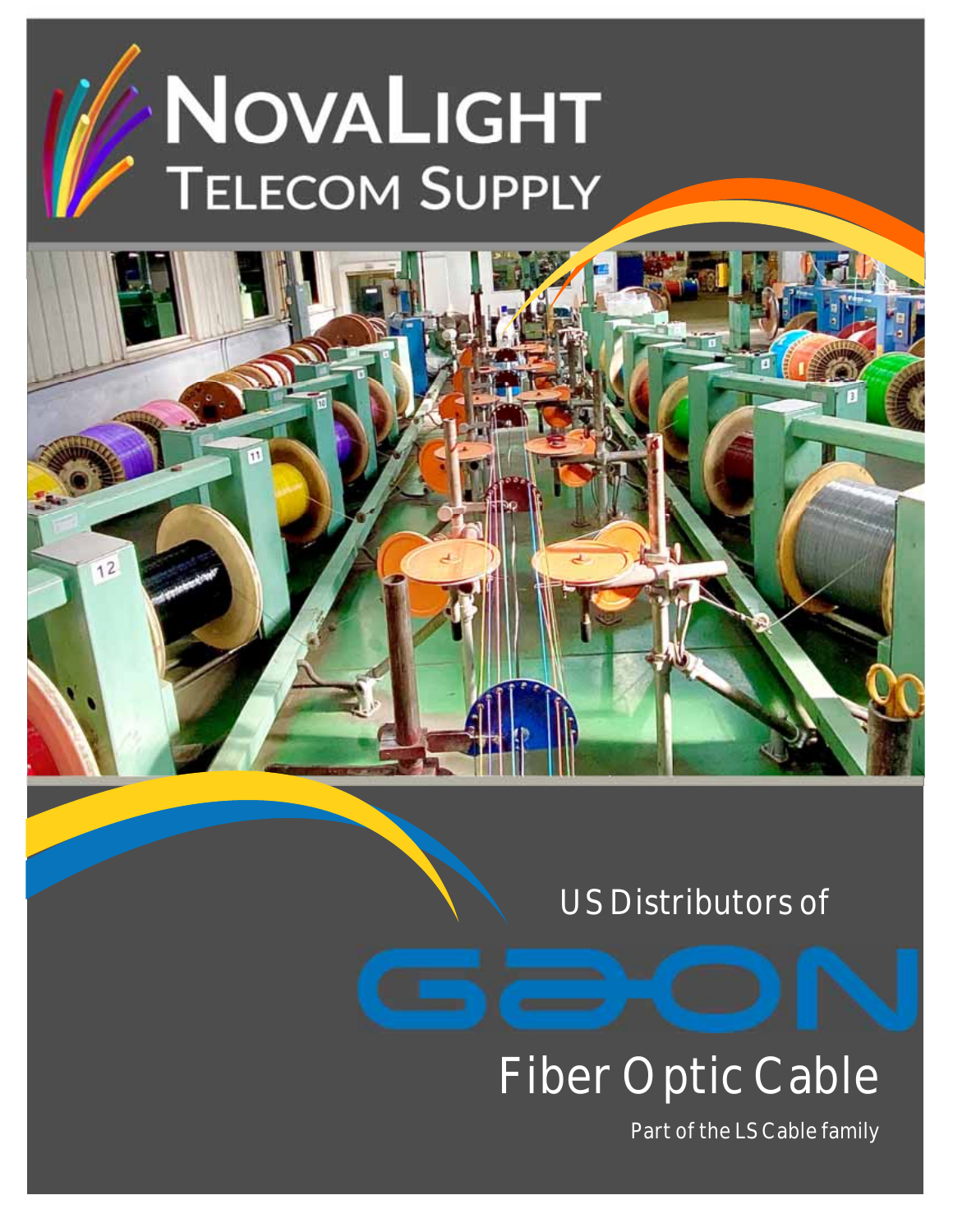# NovaLight Telecom Supply

US Distributors of

GAON

## Fiber Optic Cable

Part of the LS Cable family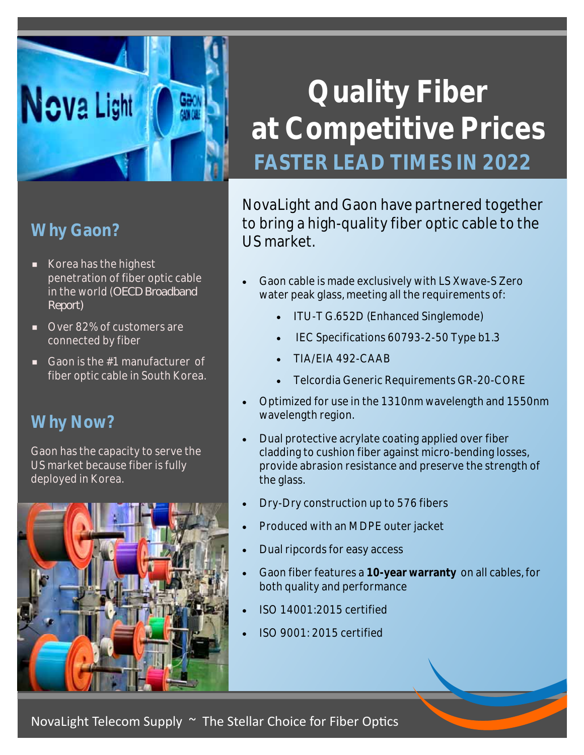# Quality Fiber at Competitive Prices

## FASTER LEAD TIMES IN 2022

NovaLight and Gaon have partnered together to bring a high-quality fiber optic cable to the US market.

- Gaon cable is made exclusively with LS Xwave-S Zero water peak glass, meeting all the requirements of:
  - ITU-T G.652D (Enhanced Singlemode)
  - IEC Specifications 60793-2-50 Type b1.3
  - TIA/EIA 492-CAAB
  - Telcordia Generic Requirements GR-20-CORE
- Optimized for use in the 1310nm wavelength and 1550nm wavelength region.
- Dual protective acrylate coating applied over fiber cladding to cushion fiber against micro-bending losses, provide abrasion resistance and preserve the strength of the glass.
- Dry-Dry construction up to 576 fibers
- Produced with an MDPE outer jacket
- Dual ripcords for easy access
- Gaon fiber features a **10-year warranty** on all cables, for both quality and performance
- ISO 14001:2015 certified
- ISO 9001: 2015 certified

## Why Gaon?

- Korea has the highest penetration of fiber optic cable in the world (OECD Broadband Report)
- Over 82% of customers are connected by fiber
- Gaon is the #1 manufacturer of fiber optic cable in South Korea.

## Why Now?

Gaon has the capacity to serve the US market because fiber is fully deployed in Korea.

NovaLight Telecom Supply ~ The Stellar Choice for Fiber Optics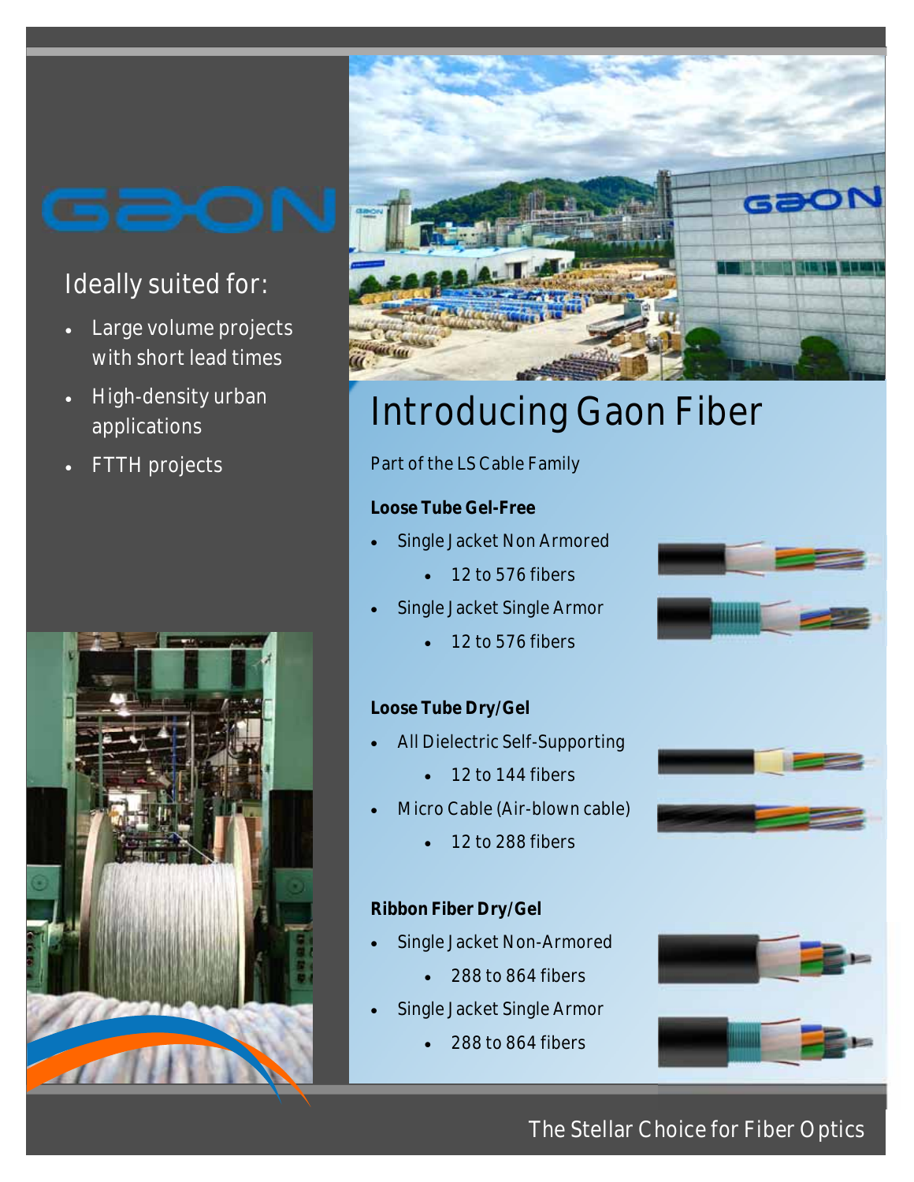GAON

Ideally suited for:

- Large volume projects with short lead times
- High-density urban applications
- FTTH projects

# Introducing Gaon Fiber

Part of the LS Cable Family

**Loose Tube Gel-Free**

- Single Jacket Non Armored
  - 12 to 576 fibers
- Single Jacket Single Armor
  - 12 to 576 fibers

**Loose Tube Dry/Gel**

- All Dielectric Self-Supporting
  - 12 to 144 fibers
- Micro Cable (Air-blown cable)
  - 12 to 288 fibers

**Ribbon Fiber Dry/Gel**

- Single Jacket Non-Armored
  - 288 to 864 fibers
- Single Jacket Single Armor
  - 288 to 864 fibers

The Stellar Choice for Fiber Optics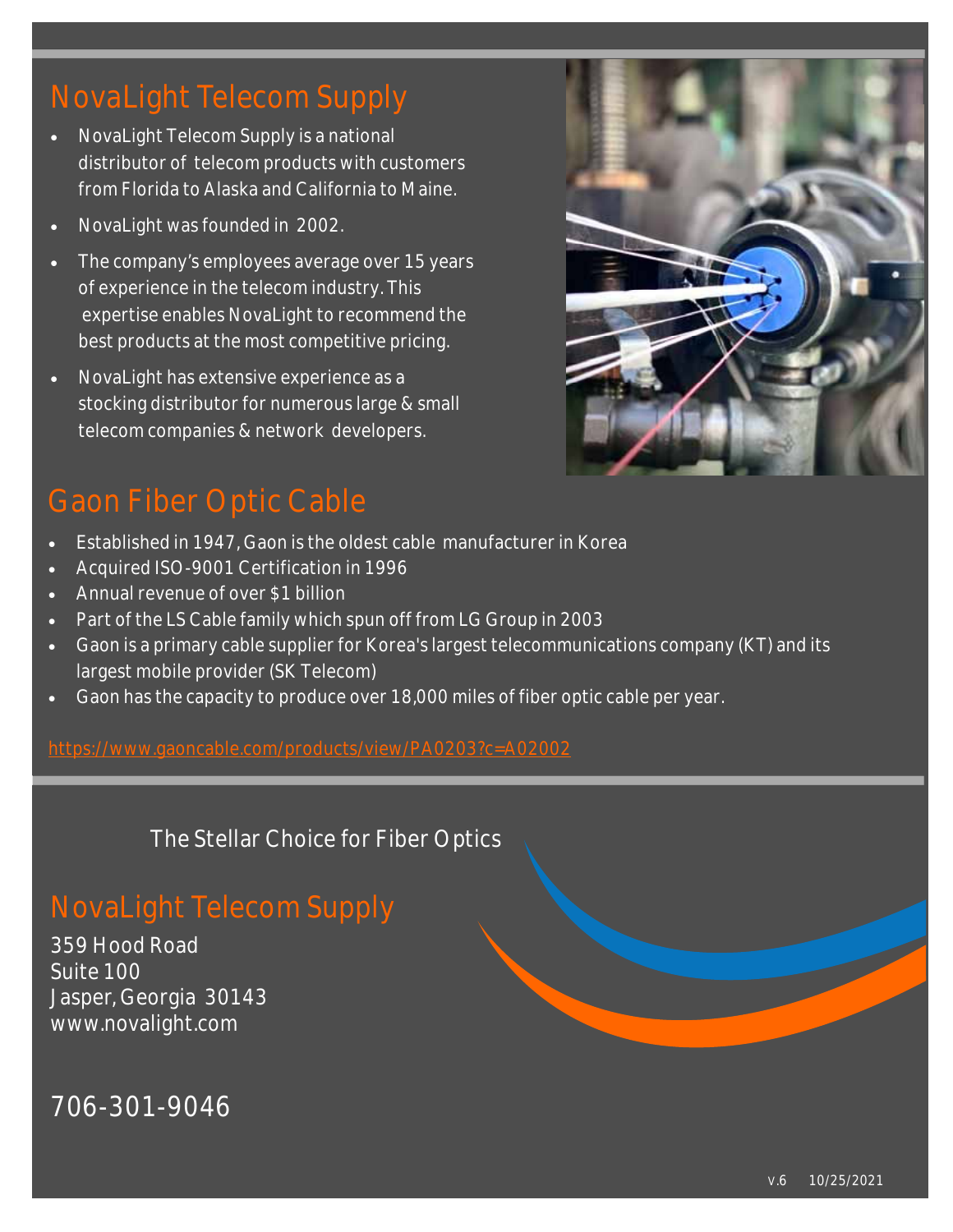## NovaLight Telecom Supply

- NovaLight Telecom Supply is a national distributor of telecom products with customers from Florida to Alaska and California to Maine.
- NovaLight was founded in 2002.
- The company's employees average over 15 years of experience in the telecom industry. This expertise enables NovaLight to recommend the best products at the most competitive pricing.
- NovaLight has extensive experience as a stocking distributor for numerous large & small telecom companies & network developers.

## Gaon Fiber Optic Cable

- Established in 1947, Gaon is the oldest cable manufacturer in Korea
- Acquired ISO-9001 Certification in 1996
- Annual revenue of over $1 billion
- Part of the LS Cable family which spun off from LG Group in 2003
- Gaon is a primary cable supplier for Korea's largest telecommunications company (KT) and its largest mobile provider (SK Telecom)
- Gaon has the capacity to produce over 18,000 miles of fiber optic cable per year.

https://www.gaoncable.com/products/view/PA0203?c=A02002

The Stellar Choice for Fiber Optics

## NovaLight Telecom Supply

359 Hood Road
Suite 100
Jasper, Georgia 30143
www.novalight.com

706-301-9046

V.6 10/25/2021